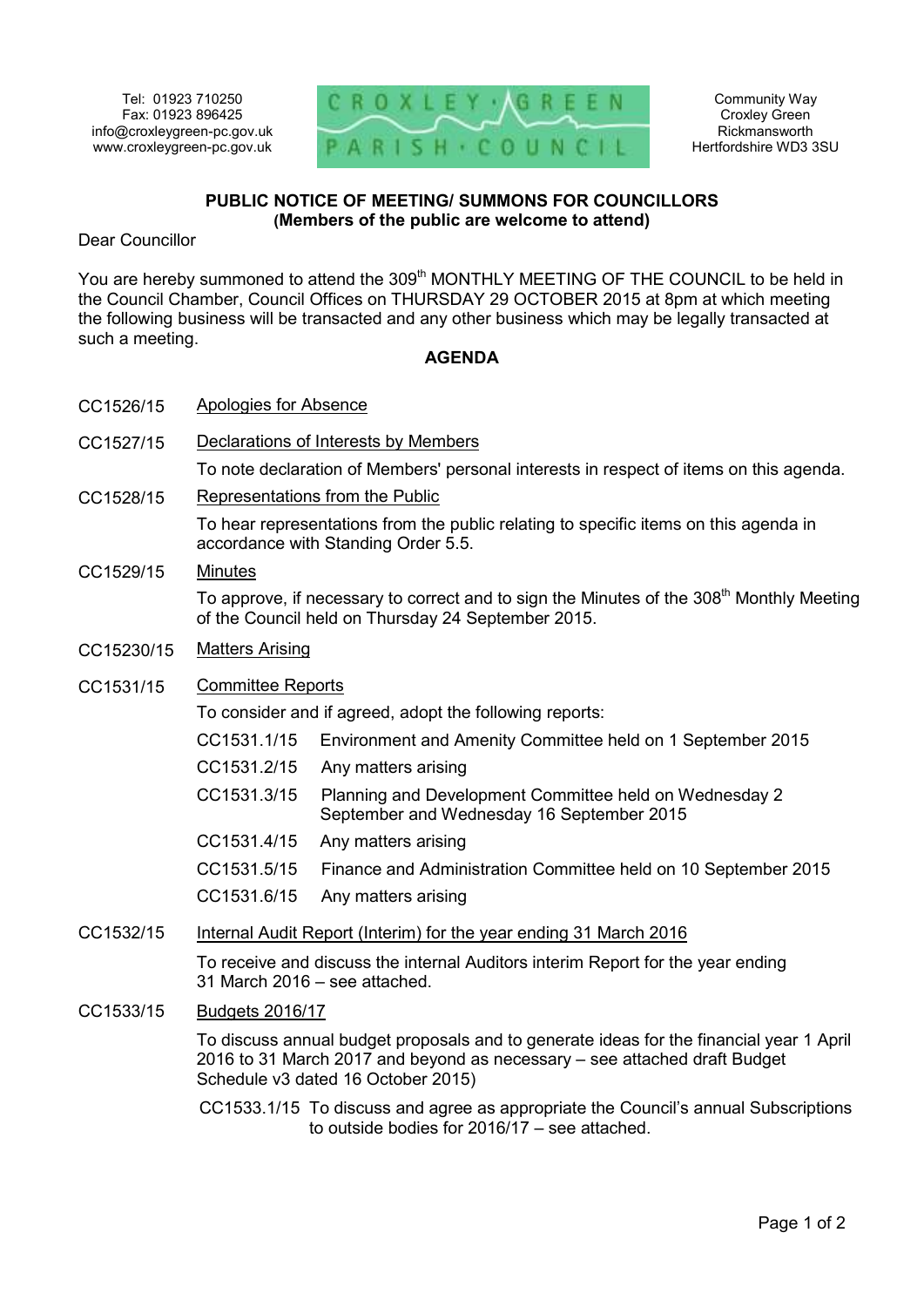Tel: 01923 710250
Fax: 01923 896425
info@croxleygreen-pc.gov.uk
www.croxleygreen-pc.gov.uk

CROXLEY · GREEN
PARISH · COUNCIL

Community Way
Croxley Green
Rickmansworth
Hertfordshire WD3 3SU

**PUBLIC NOTICE OF MEETING/ SUMMONS FOR COUNCILLORS**
**(Members of the public are welcome to attend)**

Dear Councillor

You are hereby summoned to attend the 309th MONTHLY MEETING OF THE COUNCIL to be held in the Council Chamber, Council Offices on THURSDAY 29 OCTOBER 2015 at 8pm at which meeting the following business will be transacted and any other business which may be legally transacted at such a meeting.

## AGENDA

CC1526/15 Apologies for Absence

CC1527/15 Declarations of Interests by Members

To note declaration of Members' personal interests in respect of items on this agenda.

CC1528/15 Representations from the Public

To hear representations from the public relating to specific items on this agenda in accordance with Standing Order 5.5.

CC1529/15 Minutes

To approve, if necessary to correct and to sign the Minutes of the 308th Monthly Meeting of the Council held on Thursday 24 September 2015.

CC15230/15 Matters Arising

CC1531/15 Committee Reports

To consider and if agreed, adopt the following reports:

- CC1531.1/15 Environment and Amenity Committee held on 1 September 2015
- CC1531.2/15 Any matters arising
- CC1531.3/15 Planning and Development Committee held on Wednesday 2 September and Wednesday 16 September 2015
- CC1531.4/15 Any matters arising
- CC1531.5/15 Finance and Administration Committee held on 10 September 2015
- CC1531.6/15 Any matters arising

CC1532/15 Internal Audit Report (Interim) for the year ending 31 March 2016

To receive and discuss the internal Auditors interim Report for the year ending 31 March 2016 – see attached.

CC1533/15 Budgets 2016/17

To discuss annual budget proposals and to generate ideas for the financial year 1 April 2016 to 31 March 2017 and beyond as necessary – see attached draft Budget Schedule v3 dated 16 October 2015)

CC1533.1/15 To discuss and agree as appropriate the Council's annual Subscriptions to outside bodies for 2016/17 – see attached.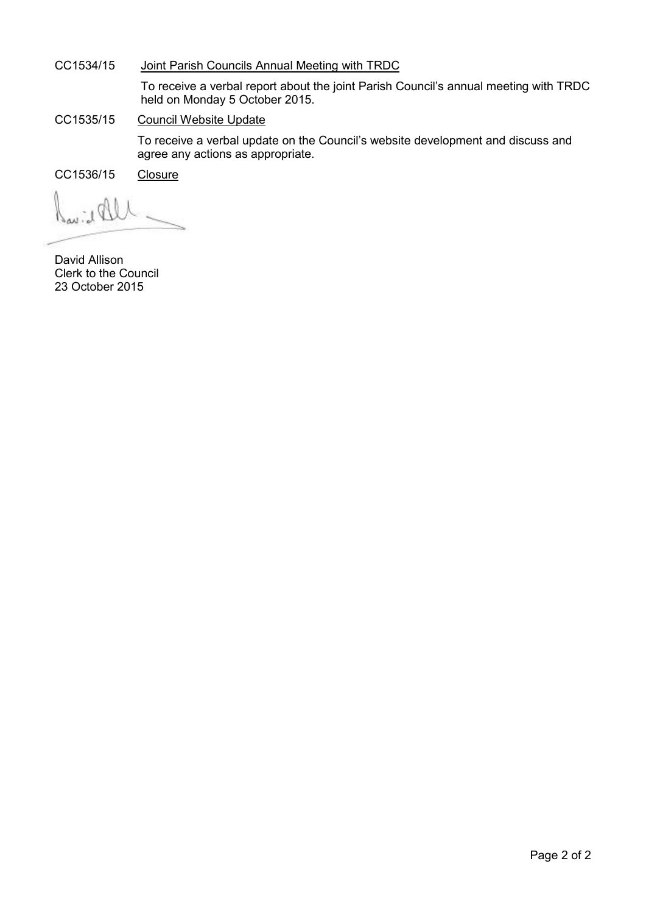CC1534/15 <u>Joint Parish Councils Annual Meeting with TRDC</u>

To receive a verbal report about the joint Parish Council's annual meeting with TRDC held on Monday 5 October 2015.

CC1535/15 <u>Council Website Update</u>

To receive a verbal update on the Council's website development and discuss and agree any actions as appropriate.

CC1536/15 <u>Closure</u>

David Allison
Clerk to the Council
23 October 2015